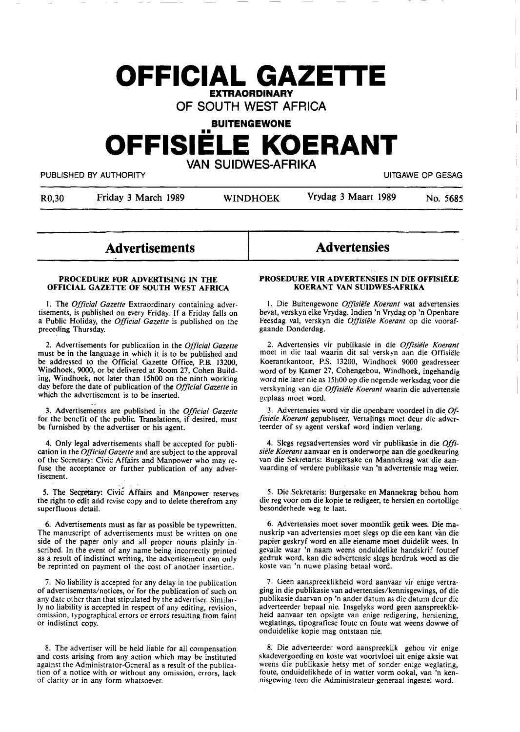# OFFICIAL GAZETTE

**EXTRAORDINARY**

OF SOUTH WEST AFRICA

**BUITENGEWONE**

# OFFISIËLE KOERANT

VAN SUIDWES-AFRIKA

PUBLISHED BY AUTHORITY — UITGAWE OP GESAG

R0,30 — Friday 3 March 1989 — WINDHOEK — Vrydag 3 Maart 1989 — No. 5685

## Advertisements

### PROCEDURE FOR ADVERTISING IN THE OFFICIAL GAZETTE OF SOUTH WEST AFRICA

1. The *Official Gazette* Extraordinary containing advertisements, is published on every Friday. If a Friday falls on a Public Holiday, the *Official Gazette* is published on the preceding Thursday.

2. Advertisements for publication in the *Official Gazette* must be in the language in which it is to be published and be addressed to the Official Gazette Office, P.B. 13200, Windhoek, 9000, or be delivered at Room 27, Cohen Building, Windhoek, not later than 15h00 on the ninth working day before the date of publication of the *Official Gazette* in which the advertisement is to be inserted.

3. Advertisements are published in the *Official Gazette* for the benefit of the public. Translations, if desired, must be furnished by the advertiser or his agent.

4. Only legal advertisements shall be accepted for publication in the *Official Gazette* and are subject to the approval of the Secretary: Civic Affairs and Manpower who may refuse the acceptance or further publication of any advertisement.

5. The Secretary: Civic Affairs and Manpower reserves the right to edit and revise copy and to delete therefrom any superfluous detail.

6. Advertisements must as far as possible be typewritten. The manuscript of advertisements must be written on one side of the paper only and all proper nouns plainly inscribed. In the event of any name being incorrectly printed as a result of indistinct writing, the advertisement can only be reprinted on payment of the cost of another insertion.

7. No liability is accepted for any delay in the publication of advertisements/notices, or for the publication of such on any date other than that stipulated by the advertiser. Similarly no liability is accepted in respect of any editing, revision, omission, typographical errors or errors resulting from faint or indistinct copy.

8. The advertiser will be held liable for all compensation and costs arising from any action which may be instituted against the Administrator-General as a result of the publication of a notice with or without any omission, errors, lack of clarity or in any form whatsoever.

## Advertensies

### PROSEDURE VIR ADVERTENSIES IN DIE OFFISIËLE KOERANT VAN SUIDWES-AFRIKA

1. Die Buitengewone *Offisiële Koerant* wat advertensies bevat, verskyn elke Vrydag. Indien 'n Vrydag op 'n Openbare Feesdag val, verskyn die *Offisiële Koerant* op die voorafgaande Donderdag.

2. Advertensies vir publikasie in die *Offisiële Koerant* moet in die taal waarin dit sal verskyn aan die Offisiële Koerantkantoor, P.S. 13200, Windhoek 9000 geadresseer word of by Kamer 27, Cohengebou, Windhoek, ingehandig word nie later nie as 15h00 op die negende werksdag voor die verskyning van die *Offisiële Koerant* waarin die advertensie geplaas moet word.

3. Advertensies word vir die openbare voordeel in die *Offisiële Koerant* gepubliseer. Vertalings moet deur die adverteerder of sy agent verskaf word indien verlang.

4. Slegs regsadvertensies word vir publikasie in die *Offisiële Koerant* aanvaar en is onderworpe aan die goedkeuring van die Sekretaris: Burgersake en Mannekrag wat die aanvaarding of verdere publikasie van 'n advertensie mag weier.

5. Die Sekretaris: Burgersake en Mannekrag behou hom die reg voor om die kopie te redigeer, te hersien en oortollige besonderhede weg te laat.

6. Advertensies moet sover moontlik getik wees. Die manuskrip van advertensies moet slegs op die een kant van die papier geskryf word en alle eiename moet duidelik wees. In gevalle waar 'n naam weens onduidelike handskrif foutief gedruk word, kan die advertensie slegs herdruk word as die koste van 'n nuwe plasing betaal word.

7. Geen aanspreeklikheid word aanvaar vir enige vertraging in die publikasie van advertensies/kennisgewings, of die publikasie daarvan op 'n ander datum as die datum deur die adverteerder bepaal nie. Insgelyks word geen aanspreeklikheid aanvaar ten opsigte van enige redigering, hersiening, weglatings, tipografiese foute en foute wat weens dowwe of onduidelike kopie mag ontstaan nie.

8. Die adverteerder word aanspreeklik gehou vir enige skadevergoeding en koste wat voortvloei uit enige aksie wat weens die publikasie hetsy met of sonder enige weglating, foute, onduidelikhede of in watter vorm ookal, van 'n kennisgewing teen die Administrateur-generaal ingestel word.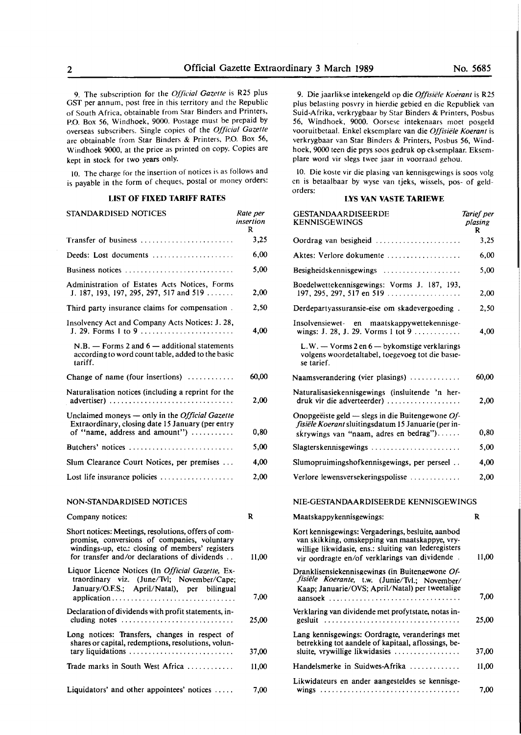9. The subscription for the *Official Gazette* is R25 plus GST per annum, post free in this territory and the Republic of South Africa, obtainable from Star Binders and Printers, P.O. Box 56, Windhoek, 9000. Postage must be prepaid by overseas subscribers. Single copies of the *Official Gazette* are obtainable from Star Binders & Printers, P.O. Box 56, Windhoek 9000, at the price as printed on copy. Copies are kept in stock for two years only.

10. The charge for the insertion of notices is as follows and is payable in the form of cheques, postal or money orders:

### LIST OF FIXED TARIFF RATES

| STANDARDISED NOTICES | Rate per insertion R |
|---|---|
| Transfer of business | 3,25 |
| Deeds: Lost documents | 6,00 |
| Business notices | 5,00 |
| Administration of Estates Acts Notices, Forms J. 187, 193, 197, 295, 297, 517 and 519 | 2,00 |
| Third party insurance claims for compensation | 2,50 |
| Insolvency Act and Company Acts Notices: J. 28, J. 29. Forms 1 to 9 | 4,00 |
| N.B. — Forms 2 and 6 — additional statements according to word count table, added to the basic tariff. | |
| Change of name (four insertions) | 60,00 |
| Naturalisation notices (including a reprint for the advertiser) | 2,00 |
| Unclaimed moneys — only in the *Official Gazette* Extraordinary, closing date 15 January (per entry of "name, address and amount") | 0,80 |
| Butchers' notices | 5,00 |
| Slum Clearance Court Notices, per premises | 4,00 |
| Lost life insurance policies | 2,00 |

NON-STANDARDISED NOTICES

| Company notices: | R |
|---|---|
| Short notices: Meetings, resolutions, offers of compromise, conversions of companies, voluntary windings-up, etc.: closing of members' registers for transfer and/or declarations of dividends | 11,00 |
| Liquor Licence Notices (In *Official Gazette*, Extraordinary viz. (June/Tvl; November/Cape; January/O.F.S.; April/Natal), per bilingual application | 7,00 |
| Declaration of dividends with profit statements, including notes | 25,00 |
| Long notices: Transfers, changes in respect of shares or capital, redemptions, resolutions, voluntary liquidations | 37,00 |
| Trade marks in South West Africa | 11,00 |
| Liquidators' and other appointees' notices | 7,00 |

9. Die jaarlikse intekengeld op die *Offisiële Koerant* is R25 plus belasting posvry in hierdie gebied en die Republiek van Suid-Afrika, verkrygbaar by Star Binders & Printers, Posbus 56, Windhoek, 9000. Oorsese intekenaars moet posgeld vooruitbetaal. Enkel eksemplare van die *Offisiële Koerant* is verkrygbaar van Star Binders & Printers, Posbus 56, Windhoek, 9000 teen die prys soos gedruk op eksemplaar. Eksemplare word vir slegs twee jaar in voorraad gehou.

10. Die koste vir die plasing van kennisgewings is soos volg en is betaalbaar by wyse van tjeks, wissels, pos- of geldorders:

### LYS VAN VASTE TARIEWE

| GESTANDAARDISEERDE KENNISGEWINGS | Tarief per plasing R |
|---|---|
| Oordrag van besigheid | 3,25 |
| Aktes: Verlore dokumente | 6,00 |
| Besigheidskennisgewings | 5,00 |
| Boedelwettekennisgewings: Vorms J. 187, 193, 197, 295, 297, 517 en 519 | 2,00 |
| Derdepartyassuransie-eise om skadevergoeding | 2,50 |
| Insolvensiewet- en maatskappywettekennisgewings: J. 28, J. 29. Vorms 1 tot 9 | 4,00 |
| L.W. — Vorms 2 en 6 — bykomstige verklarings volgens woordetaltabel, toegevoeg tot die basiese tarief. | |
| Naamsverandering (vier plasings) | 60,00 |
| Naturalisasiekennisgewings (insluitende 'n herdruk vir die adverteerder) | 2,00 |
| Onopgeëiste geld — slegs in die Buitengewone *Offisiële Koerant* sluitingsdatum 15 Januarie (per inskrywings van "naam, adres en bedrag") | 0,80 |
| Slagterskennisgewings | 5,00 |
| Slumopruimingshofkennisgewings, per perseel | 4,00 |
| Verlore lewensversekeringspolisse | 2,00 |

NIE-GESTANDAARDISEERDE KENNISGEWINGS

| Maatskappykennisgewings: | R |
|---|---|
| Kort kennisgewings: Vergaderings, besluite, aanbod van skikking, omskepping van maatskappye, vrywillige likwidasie, ens.: sluiting van lederegisters vir oordragte en/of verklarings van dividende | 11,00 |
| Dranklisensiekennisgewings (in Buitengewone *Offisiële Koerante*, t.w. (Junie/Tvl.; November/Kaap; Januarie/OVS; April/Natal) per tweetalige aansoek | 7,00 |
| Verklaring van dividende met profytstate, notas ingesluit | 25,00 |
| Lang kennisgewings: Oordragte, veranderings met betrekking tot aandele of kapitaal, aflossings, besluite, vrywillige likwidasies | 37,00 |
| Handelsmerke in Suidwes-Afrika | 11,00 |
| Likwidateurs en ander aangesteldes se kennisgewings | 7,00 |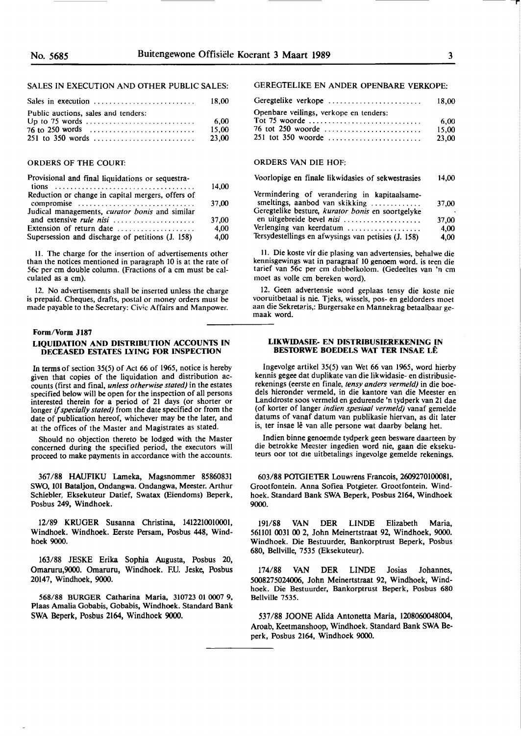SALES IN EXECUTION AND OTHER PUBLIC SALES:

| | |
|---|---|
| Sales in execution | 18,00 |
| Public auctions, sales and tenders: | |
| Up to 75 words | 6,00 |
| 76 to 250 words | 15,00 |
| 251 to 350 words | 23,00 |

ORDERS OF THE COURT:

| | |
|---|---|
| Provisional and final liquidations or sequestrations | 14,00 |
| Reduction or change in capital mergers, offers of compromise | 37,00 |
| Judical managements, *curator bonis* and similar and extensive *rule nisi* | 37,00 |
| Extension of return date | 4,00 |
| Supersession and discharge of petitions (J. 158) | 4,00 |

11. The charge for the insertion of advertisements other than the notices mentioned in paragraph 10 is at the rate of 56c per cm double column. (Fractions of a cm must be calculated as a cm).

12. No advertisements shall be inserted unless the charge is prepaid. Cheques, drafts, postal or money orders must be made payable to the Secretary: Civic Affairs and Manpower.

GEREGTELIKE EN ANDER OPENBARE VERKOPE:

| | |
|---|---|
| Geregtelike verkope | 18,00 |
| Openbare veilings, verkope en tenders: | |
| Tot 75 woorde | 6,00 |
| 76 tot 250 woorde | 15,00 |
| 251 tot 350 woorde | 23,00 |

ORDERS VAN DIE HOF:

| | |
|---|---|
| Voorlopige en finale likwidasies of sekwestrasies | 14,00 |
| Vermindering of verandering in kapitaalsamesmeltings, aanbod van skikking | 37,00 |
| Geregtelike besture, *kurator bonis* en soortgelyke en uitgebreide bevel *nisi* | 37,00 |
| Verlenging van keerdatum | 4,00 |
| Tersydestellings en afwysings van petisies (J. 158) | 4,00 |

11. Die koste vir die plasing van advertensies, behalwe die kennisgewings wat in paragraaf 10 genoem word. is teen die tarief van 56c per cm dubbelkolom. (Gedeeltes van 'n cm moet as volle cm bereken word).

12. Geen advertensie word geplaas tensy die koste nie vooruitbetaal is nie. Tjeks, wissels, pos- en geldorders moet aan die Sekretaris,: Burgersake en Mannekrag betaalbaar gemaak word.

---

**Form/Vorm J187**

### LIQUIDATION AND DISTRIBUTION ACCOUNTS IN DECEASED ESTATES LYING FOR INSPECTION

In terms of section 35(5) of Act 66 of 1965, notice is hereby given that copies of the liquidation and distribution accounts (first and final, *unless otherwise stated)* in the estates specified below will be open for the inspection of all persons interested therein for a period of 21 days (or shorter or longer *if specially stated)* from the date specified or from the date of publication hereof, whichever may be the later, and at the offices of the Master and Magistrates as stated.

Should no objection thereto be lodged with the Master concerned during the specified period, the executors will proceed to make payments in accordance with the accounts.

367/88 **HAUFIKU Lameka, Magsnommer 85860831 SWO, 101 Bataljon, Ondangwa. Ondangwa, Meester. Arthur Schiebler, Eksekuteur Datief, Swatax (Eiendoms) Beperk, Posbus 249, Windhoek.**

12/89 **KRUGER Susanna Christina, 1412210010001, Windhoek. Windhoek. Eerste Persam, Posbus 448, Windhoek 9000.**

163/88 **JESKE Erika Sophia Augusta, Posbus 20, Omaruru,9000. Omaruru, Windhoek. F.U. Jeske, Posbus 20147, Windhoek, 9000.**

568/88 **BURGER Catharina Maria, 310723 01 0007 9, Plaas Amalia Gobabis, Gobabis, Windhoek. Standard Bank SWA Beperk, Posbus 2164, Windhoek 9000.**

### LIKWIDASIE- EN DISTRIBUSIEREKENING IN BESTORWE BOEDELS WAT TER INSAE LÊ

Ingevolge artikel 35(5) van Wet 66 van 1965, word hierby kennis gegee dat duplikate van die likwidasie- en distribusierekenings (eerste en finale, *tensy anders vermeld)* in die boedels hieronder vermeld, in die kantore van die Meester en Landdroste soos vermeld en gedurende 'n tydperk van 21 dae (of korter of langer *indien spesiaal vermeld)* vanaf gemelde datums of vanaf datum van publikasie hiervan, as dit later is, ter insae lê van alle persone wat daarby belang het.

Indien binne genoemde tydperk geen besware daarteen by die betrokke Meester ingedien word nie, gaan die eksekuteurs oor tot die uitbetalings ingevolge gemelde rekenings.

603/88 **POTGIETER Louwrens Francois, 2609270100081, Grootfontein. Anna Sofiea Potgieter. Grootfontein. Windhoek. Standard Bank SWA Beperk, Posbus 2164, Windhoek 9000.**

191/88 VAN DER LINDE Elizabeth Maria, 561101 0031 00 2, John Meinertstraat 92, Windhoek, 9000. Windhoek. Die Bestuurder, Bankorptrust Beperk, Posbus 680, Bellville, 7535 (Eksekuteur).

174/88 VAN DER LINDE Josias Johannes, 5008275024006, John Meinertstraat 92, Windhoek, Windhoek. Die Bestuurder, Bankorptrust Beperk, Posbus 680 Bellville 7535.

537/88 **JOONE Alida Antonetta Maria, 1208060048004, Aroab, Keetmanshoop, Windhoek. Standard Bank SWA Beperk, Posbus 2164, Windhoek 9000.**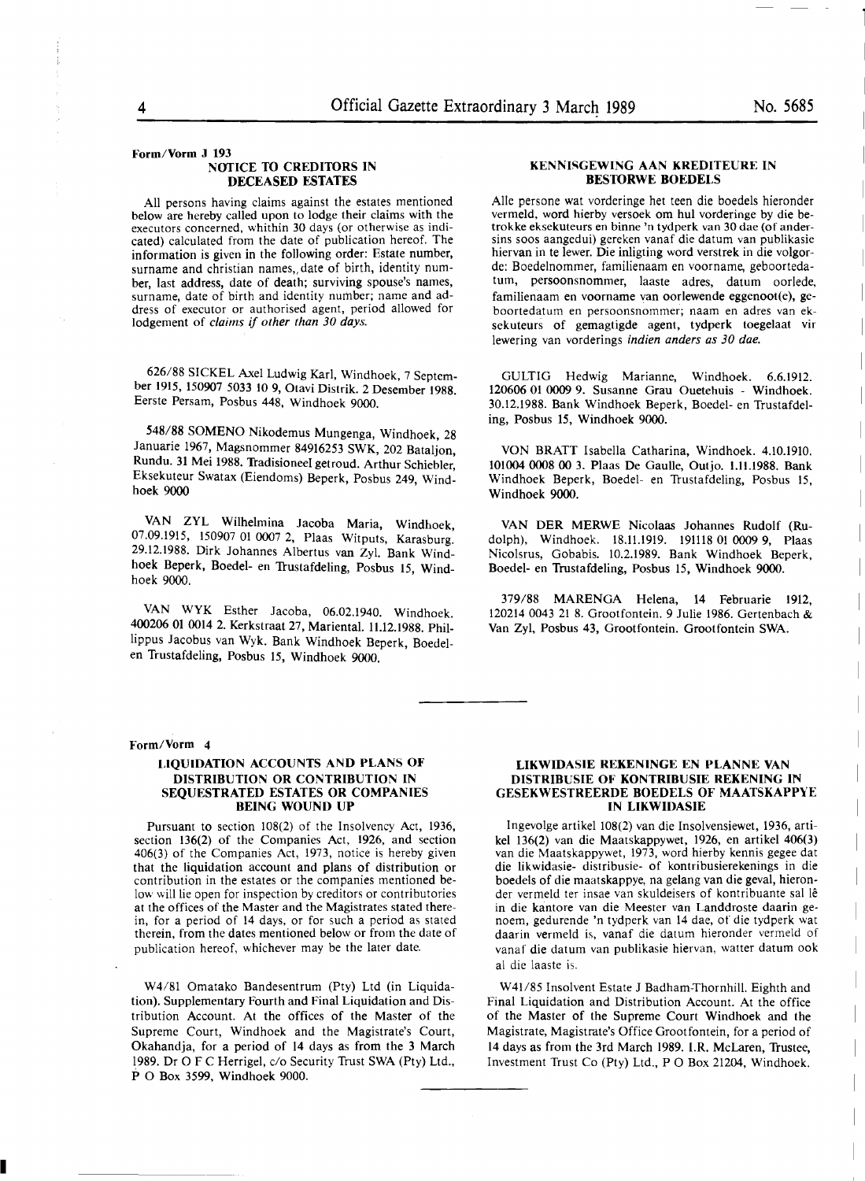Form/Vorm J 193

## NOTICE TO CREDITORS IN DECEASED ESTATES

All persons having claims against the estates mentioned below are hereby called upon to lodge their claims with the executors concerned, whithin 30 days (or otherwise as indicated) calculated from the date of publication hereof. The information is given in the following order: Estate number, surname and christian names, date of birth, identity number, last address, date of death; surviving spouse's names, surname, date of birth and identity number; name and address of executor or authorised agent, period allowed for lodgement of *claims if other than 30 days.*

626/88 SICKEL Axel Ludwig Karl, Windhoek, 7 September 1915, 150907 5033 10 9, Otavi Distrik. 2 Desember 1988. Eerste Persam, Posbus 448, Windhoek 9000.

548/88 SOMENO Nikodemus Mungenga, Windhoek, 28 Januarie 1967, Magsnommer 84916253 SWK, 202 Bataljon, Rundu. 31 Mei 1988. Tradisioneel getroud. Arthur Schiebler, Eksekuteur Swatax (Eiendoms) Beperk, Posbus 249, Windhoek 9000

VAN ZYL Wilhelmina Jacoba Maria, Windhoek, 07.09.1915, 150907 01 0007 2, Plaas Witputs, Karasburg. 29.12.1988. Dirk Johannes Albertus van Zyl. Bank Windhoek Beperk, Boedel- en Trustafdeling, Posbus 15, Windhoek 9000.

VAN WYK Esther Jacoba, 06.02.1940. Windhoek. 400206 01 0014 2. Kerkstraat 27, Mariental. 11.12.1988. Phillippus Jacobus van Wyk. Bank Windhoek Beperk, Boedel- en Trustafdeling, Posbus 15, Windhoek 9000.

## KENNISGEWING AAN KREDITEURE IN BESTORWE BOEDELS

Alle persone wat vorderinge het teen die boedels hieronder vermeld, word hierby versoek om hul vorderinge by die betrokke eksekuteurs en binne 'n tydperk van 30 dae (of andersins soos aangedui) gereken vanaf die datum van publikasie hiervan in te lewer. Die inligting word verstrek in die volgorde: Boedelnommer, familienaam en voorname, geboortedatum, persoonsnommer, laaste adres, datum oorlede, familienaam en voorname van oorlewende eggenoot(e), geboortedatum en persoonsnommer; naam en adres van eksekuteurs of gemagtigde agent, tydperk toegelaat vir lewering van vorderings *indien anders as 30 dae.*

GULTIG Hedwig Marianne, Windhoek. 6.6.1912. 120606 01 0009 9. Susanne Grau Ouetehuis - Windhoek. 30.12.1988. Bank Windhoek Beperk, Boedel- en Trustafdeling, Posbus 15, Windhoek 9000.

VON BRATT Isabella Catharina, Windhoek. 4.10.1910. 101004 0008 00 3. Plaas De Gaulle, Outjo. 1.11.1988. Bank Windhoek Beperk, Boedel- en Trustafdeling, Posbus 15, Windhoek 9000.

VAN DER MERWE Nicolaas Johannes Rudolf (Rudolph), Windhoek. 18.11.1919. 191118 01 0009 9, Plaas Nicolsrus, Gobabis. 10.2.1989. Bank Windhoek Beperk, Boedel- en Trustafdeling, Posbus 15, Windhoek 9000.

379/88 MARENGA Helena, 14 Februarie 1912, 120214 0043 21 8. Grootfontein. 9 Julie 1986. Gertenbach & Van Zyl, Posbus 43, Grootfontein. Grootfontein SWA.

---

Form/Vorm 4

## LIQUIDATION ACCOUNTS AND PLANS OF DISTRIBUTION OR CONTRIBUTION IN SEQUESTRATED ESTATES OR COMPANIES BEING WOUND UP

Pursuant to section 108(2) of the Insolvency Act, 1936, section 136(2) of the Companies Act, 1926, and section 406(3) of the Companies Act, 1973, notice is hereby given that the liquidation account and plans of distribution or contribution in the estates or the companies mentioned below will lie open for inspection by creditors or contributories at the offices of the Master and the Magistrates stated therein, for a period of 14 days, or for such a period as stated therein, from the dates mentioned below or from the date of publication hereof, whichever may be the later date.

W4/81 Omatako Bandesentrum (Pty) Ltd (in Liquidation). Supplementary Fourth and Final Liquidation and Distribution Account. At the offices of the Master of the Supreme Court, Windhoek and the Magistrate's Court, Okahandja, for a period of 14 days as from the 3 March 1989. Dr O F C Herrigel, c/o Security Trust SWA (Pty) Ltd., P O Box 3599, Windhoek 9000.

## LIKWIDASIE REKENINGE EN PLANNE VAN DISTRIBUSIE OF KONTRIBUSIE REKENING IN GESEKWESTREERDE BOEDELS OF MAATSKAPPYE IN LIKWIDASIE

Ingevolge artikel 108(2) van die Insolvensiewet, 1936, artikel 136(2) van die Maatskappywet, 1926, en artikel 406(3) van die Maatskappywet, 1973, word hierby kennis gegee dat die likwidasie- distribusie- of kontribusierekenings in die boedels of die maatskappye, na gelang van die geval, hieronder vermeld ter insae van skuldeisers of kontribuante sal lê in die kantore van die Meester van Landdroste daarin genoem, gedurende 'n tydperk van 14 dae, of die tydperk wat daarin vermeld is, vanaf die datum hieronder vermeld of vanaf die datum van publikasie hiervan, watter datum ook al die laaste is.

W41/85 Insolvent Estate J Badham-Thornhill. Eighth and Final Liquidation and Distribution Account. At the office of the Master of the Supreme Court Windhoek and the Magistrate, Magistrate's Office Grootfontein, for a period of 14 days as from the 3rd March 1989. I.R. McLaren, Trustee, Investment Trust Co (Pty) Ltd., P O Box 21204, Windhoek.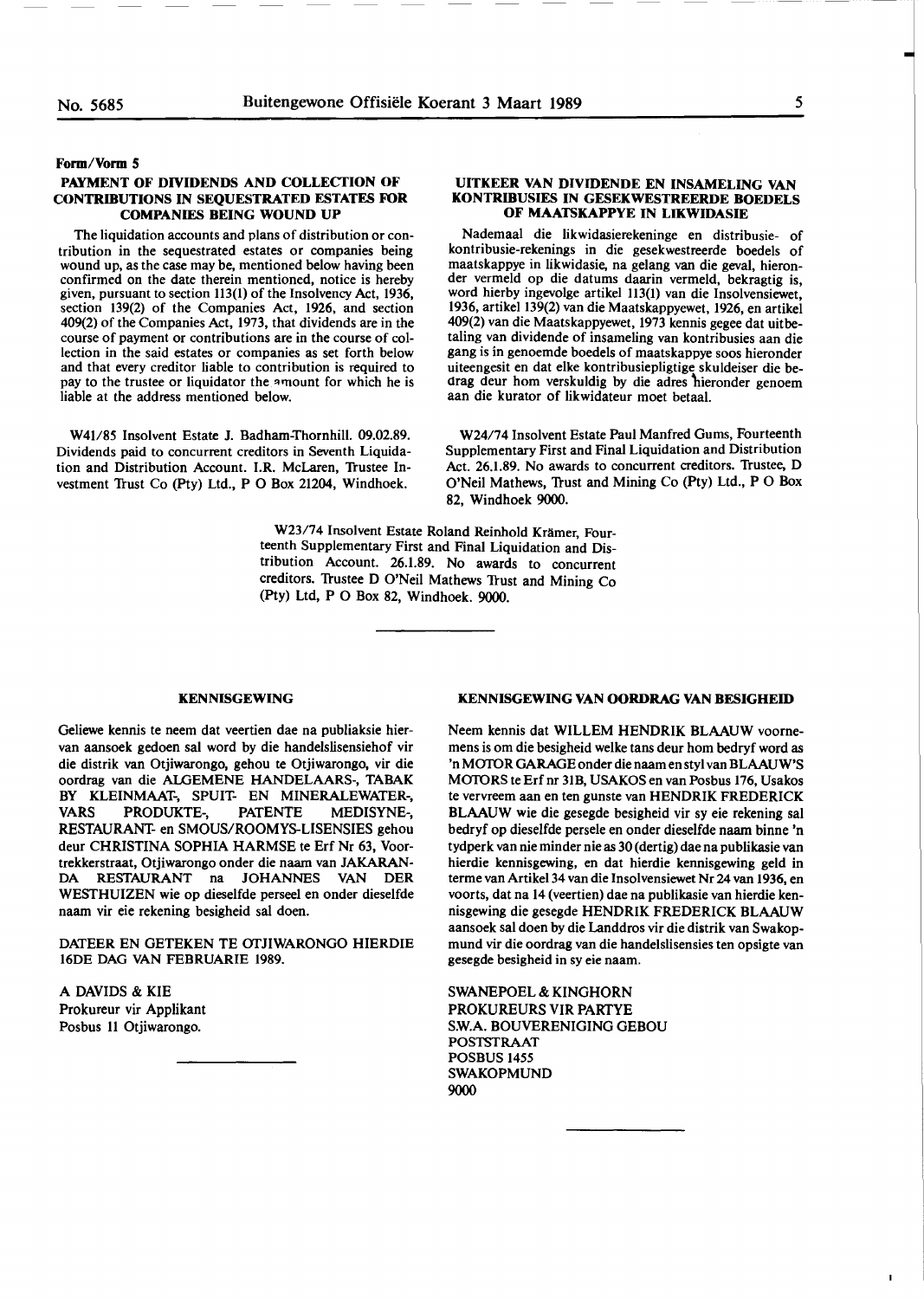**Form/Vorm 5**

**PAYMENT OF DIVIDENDS AND COLLECTION OF CONTRIBUTIONS IN SEQUESTRATED ESTATES FOR COMPANIES BEING WOUND UP**

The liquidation accounts and plans of distribution or contribution in the sequestrated estates or companies being wound up, as the case may be, mentioned below having been confirmed on the date therein mentioned, notice is hereby given, pursuant to section 113(1) of the Insolvency Act, 1936, section 139(2) of the Companies Act, 1926, and section 409(2) of the Companies Act, 1973, that dividends are in the course of payment or contributions are in the course of collection in the said estates or companies as set forth below and that every creditor liable to contribution is required to pay to the trustee or liquidator the amount for which he is liable at the address mentioned below.

W41/85 Insolvent Estate J. Badham-Thornhill. 09.02.89. Dividends paid to concurrent creditors in Seventh Liquidation and Distribution Account. I.R. McLaren, Trustee Investment Trust Co (Pty) Ltd., P O Box 21204, Windhoek.

**UITKEER VAN DIVIDENDE EN INSAMELING VAN KONTRIBUSIES IN GESEKWESTREERDE BOEDELS OF MAATSKAPPYE IN LIKWIDASIE**

Nademaal die likwidasierekeninge en distribusie- of kontribusie-rekenings in die gesekwestreerde boedels of maatskappye in likwidasie, na gelang van die geval, hieronder vermeld op die datums daarin vermeld, bekragtig is, word hierby ingevolge artikel 113(1) van die Insolvensiewet, 1936, artikel 139(2) van die Maatskappyewet, 1926, en artikel 409(2) van die Maatskappyewet, 1973 kennis gegee dat uitbetaling van dividende of insameling van kontribusies aan die gang is in genoemde boedels of maatskappye soos hieronder uiteengesit en dat elke kontribusiepligtige skuldeiser die bedrag deur hom verskuldig by die adres hieronder genoem aan die kurator of likwidateur moet betaal.

W24/74 Insolvent Estate Paul Manfred Gums, Fourteenth Supplementary First and Final Liquidation and Distribution Act. 26.1.89. No awards to concurrent creditors. Trustee, D O'Neil Mathews, Trust and Mining Co (Pty) Ltd., P O Box 82, Windhoek 9000.

W23/74 Insolvent Estate Roland Reinhold Krämer, Fourteenth Supplementary First and Final Liquidation and Distribution Account. 26.1.89. No awards to concurrent creditors. Trustee D O'Neil Mathews Trust and Mining Co (Pty) Ltd, P O Box 82, Windhoek. 9000.

---

**KENNISGEWING**

Geliewe kennis te neem dat veertien dae na publiaksie hiervan aansoek gedoen sal word by die handelslisensiehof vir die distrik van Otjiwarongo, gehou te Otjiwarongo, vir die oordrag van die ALGEMENE HANDELAARS-, TABAK BY KLEINMAAT-, SPUIT- EN MINERALEWATER-, VARS PRODUKTE-, PATENTE MEDISYNE-, RESTAURANT- en SMOUS/ROOMYS-LISENSIES gehou deur CHRISTINA SOPHIA HARMSE te Erf Nr 63, Voortrekkerstraat, Otjiwarongo onder die naam van JAKARANDA RESTAURANT na JOHANNES VAN DER WESTHUIZEN wie op dieselfde perseel en onder dieselfde naam vir eie rekening besigheid sal doen.

DATEER EN GETEKEN TE OTJIWARONGO HIERDIE 16DE DAG VAN FEBRUARIE 1989.

A DAVIDS & KIE
Prokureur vir Applikant
Posbus 11 Otjiwarongo.

---

**KENNISGEWING VAN OORDRAG VAN BESIGHEID**

Neem kennis dat WILLEM HENDRIK BLAAUW voornemens is om die besigheid welke tans deur hom bedryf word as 'n MOTOR GARAGE onder die naam en styl van BLAAUW'S MOTORS te Erf nr 31B, USAKOS en van Posbus 176, Usakos te vervreem aan en ten gunste van HENDRIK FREDERICK BLAAUW wie die gesegde besigheid vir sy eie rekening sal bedryf op dieselfde persele en onder dieselfde naam binne 'n tydperk van nie minder nie as 30 (dertig) dae na publikasie van hierdie kennisgewing, en dat hierdie kennisgewing geld in terme van Artikel 34 van die Insolvensiewet Nr 24 van 1936, en voorts, dat na 14 (veertien) dae na publikasie van hierdie kennisgewing die gesegde HENDRIK FREDERICK BLAAUW aansoek sal doen by die Landdros vir die distrik van Swakopmund vir die oordrag van die handelslisensies ten opsigte van gesegde besigheid in sy eie naam.

SWANEPOEL & KINGHORN
PROKUREURS VIR PARTYE
S.W.A. BOUVERENIGING GEBOU
POSTSTRAAT
POSBUS 1455
SWAKOPMUND
9000

---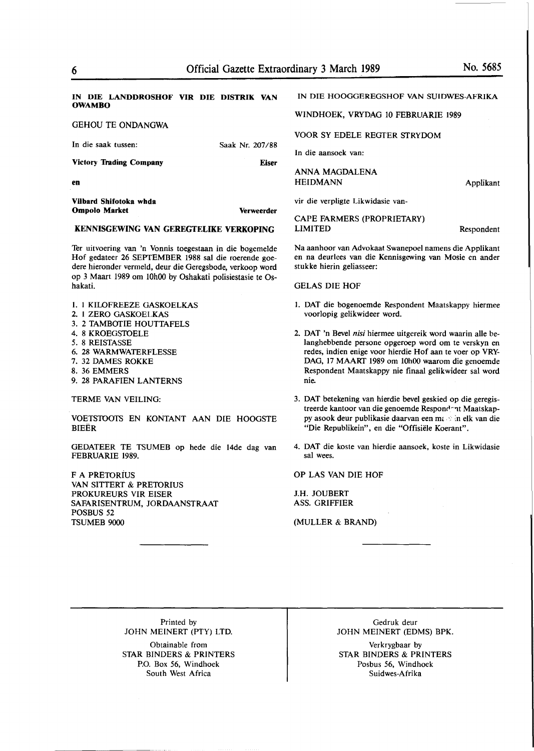**IN DIE LANDDROSHOF VIR DIE DISTRIK VAN OWAMBO**

GEHOU TE ONDANGWA

In die saak tussen: Saak Nr. 207/88

**Victory Trading Company** **Eiser**

**en**

**Vilbard Shifotoka whda Ompolo Market** **Verweerder**

**KENNISGEWING VAN GEREGTELIKE VERKOPING**

Ter uitvoering van 'n Vonnis toegestaan in die bogemelde Hof gedateer 26 SEPTEMBER 1988 sal die roerende goedere hieronder vermeld, deur die Geregsbode, verkoop word op 3 Maart 1989 om 10h00 by Oshakati polisiestasie te Oshakati.

1. 1 KILOFREEZE GASKOELKAS
2. 1 ZERO GASKOELKAS
3. 2 TAMBOTIE HOUTTAFELS
4. 8 KROEGSTOELE
5. 8 REISTASSE
6. 28 WARMWATERFLESSE
7. 32 DAMES ROKKE
8. 36 EMMERS
9. 28 PARAFIEN LANTERNS

TERME VAN VEILING:

VOETSTOOTS EN KONTANT AAN DIE HOOGSTE BIEËR

GEDATEER TE TSUMEB op hede die 14de dag van FEBRUARIE 1989.

F A PRETORIUS
VAN SITTERT & PRETORIUS
PROKUREURS VIR EISER
SAFARISENTRUM, JORDAANSTRAAT
POSBUS 52
TSUMEB 9000

---

IN DIE HOOGGEREGSHOF VAN SUIDWES-AFRIKA

WINDHOEK, VRYDAG 10 FEBRUARIE 1989

VOOR SY EDELE REGTER STRYDOM

In die aansoek van:

ANNA MAGDALENA HEIDMANN Applikant

vir die verpligte Likwidasie van-

CAPE FARMERS (PROPRIETARY) LIMITED Respondent

Na aanhoor van Advokaat Swanepoel namens die Applikant en na deurlees van die Kennisgewing van Mosie en ander stukke hierin geliasseer:

GELAS DIE HOF

1. DAT die bogenoemde Respondent Maatskappy hiermee voorlopig gelikwideer word.
2. DAT 'n Bevel *nisi* hiermee uitgereik word waarin alle belanghebbende persone opgeroep word om te verskyn en redes, indien enige voor hierdie Hof aan te voer op VRYDAG, 17 MAART 1989 om 10h00 waarom die genoemde Respondent Maatskappy nie finaal gelikwideer sal word nie.
3. DAT betekening van hierdie bevel geskied op die geregistreerde kantoor van die genoemde Respondent Maatskappy asook deur publikasie daarvan een maal in elk van die "Die Republikein", en die "Offisiële Koerant".
4. DAT die koste van hierdie aansoek, koste in Likwidasie sal wees.

OP LAS VAN DIE HOF

J.H. JOUBERT
ASS. GRIFFIER

(MULLER & BRAND)

---

Printed by
JOHN MEINERT (PTY) LTD.
Obtainable from
STAR BINDERS & PRINTERS
P.O. Box 56, Windhoek
South West Africa

Gedruk deur
JOHN MEINERT (EDMS) BPK.
Verkrygbaar by
STAR BINDERS & PRINTERS
Posbus 56, Windhoek
Suidwes-Afrika